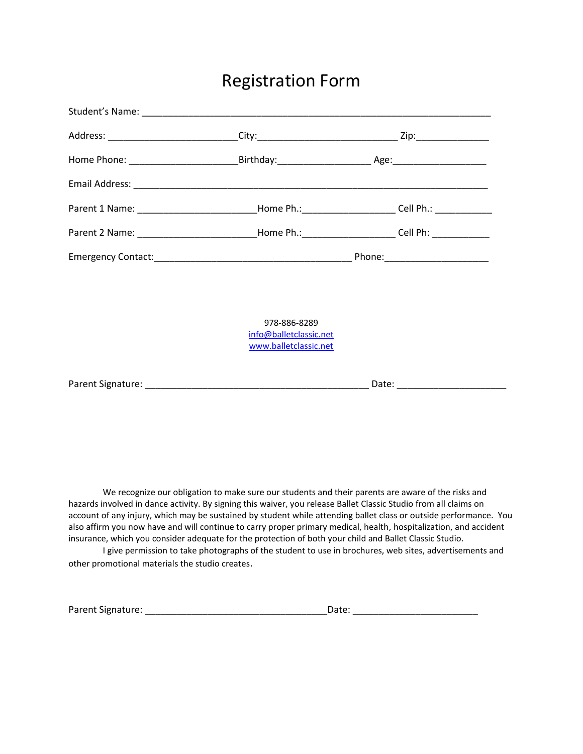# Registration Form

Student's Name: ______________________________________________________________________

Address: __________________________City:____________________________ Zip:______________

Home Phone: ______________________Birthday:__________________ Age:__________________

Email Address: ______________________________________________________________________

Parent 1 Name: ________________________Home Ph.:__________________ Cell Ph.: ___________

Parent 2 Name: ________________________Home Ph.:__________________ Cell Ph: ___________

Emergency Contact:_________________________________________ Phone:____________________

978-886-8289
info@balletclassic.net
www.balletclassic.net

Parent Signature: _______________________________________________ Date: _____________________

We recognize our obligation to make sure our students and their parents are aware of the risks and hazards involved in dance activity. By signing this waiver, you release Ballet Classic Studio from all claims on account of any injury, which may be sustained by student while attending ballet class or outside performance. You also affirm you now have and will continue to carry proper primary medical, health, hospitalization, and accident insurance, which you consider adequate for the protection of both your child and Ballet Classic Studio.

I give permission to take photographs of the student to use in brochures, web sites, advertisements and other promotional materials the studio creates.

Parent Signature: ______________________________________Date: _________________________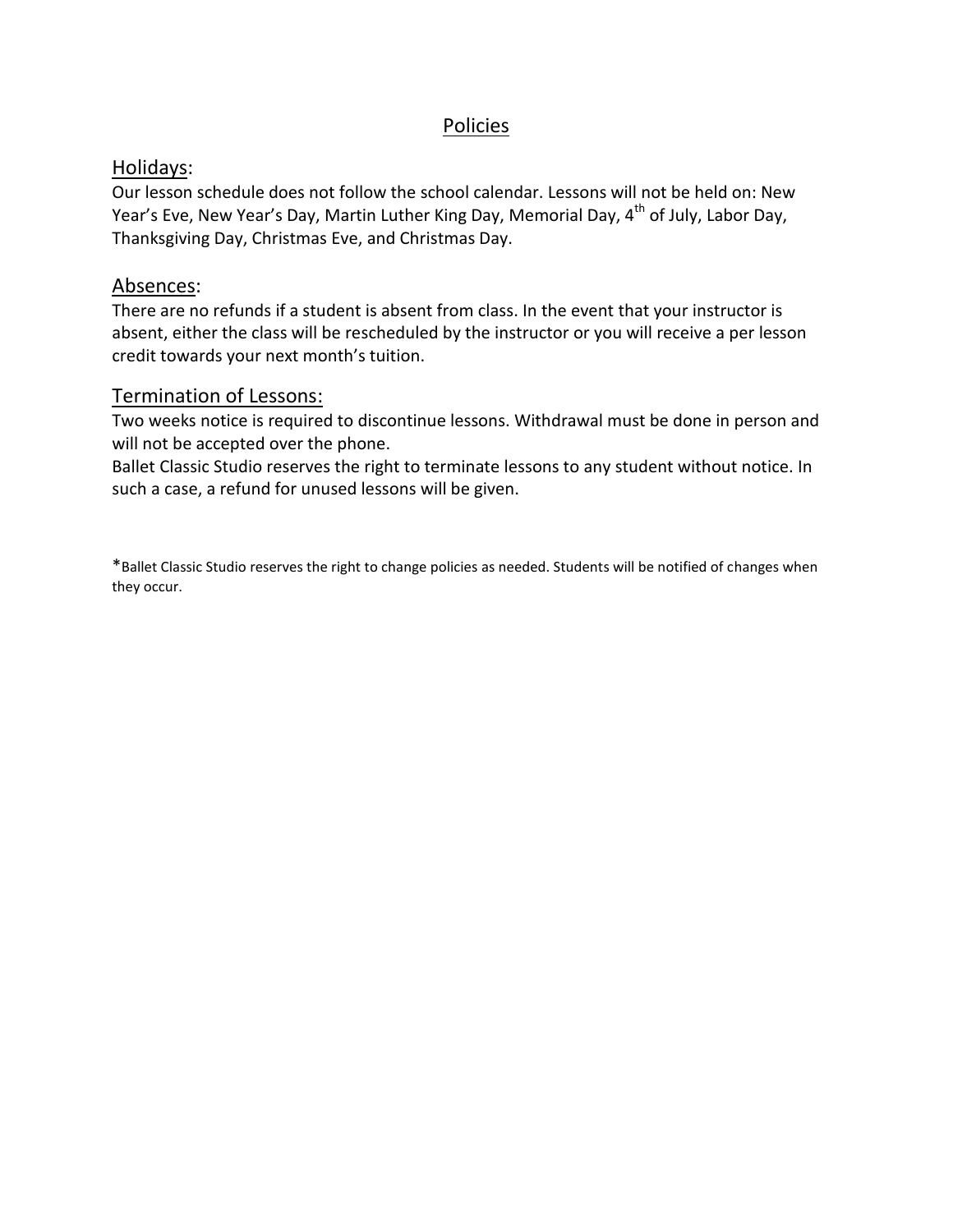# Policies

## Holidays:

Our lesson schedule does not follow the school calendar. Lessons will not be held on: New Year's Eve, New Year's Day, Martin Luther King Day, Memorial Day, 4$^{th}$ of July, Labor Day, Thanksgiving Day, Christmas Eve, and Christmas Day.

## Absences:

There are no refunds if a student is absent from class. In the event that your instructor is absent, either the class will be rescheduled by the instructor or you will receive a per lesson credit towards your next month's tuition.

## Termination of Lessons:

Two weeks notice is required to discontinue lessons. Withdrawal must be done in person and will not be accepted over the phone.

Ballet Classic Studio reserves the right to terminate lessons to any student without notice. In such a case, a refund for unused lessons will be given.

*Ballet Classic Studio reserves the right to change policies as needed. Students will be notified of changes when they occur.